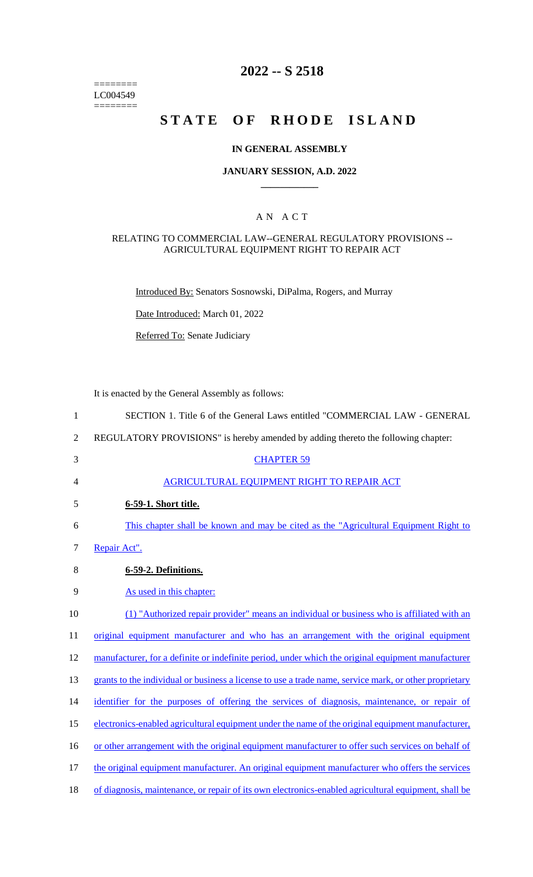========
LC004549
========

# 2022 -- S 2518

# STATE OF RHODE ISLAND

## IN GENERAL ASSEMBLY

### JANUARY SESSION, A.D. 2022

____________

## A N A C T

### RELATING TO COMMERCIAL LAW--GENERAL REGULATORY PROVISIONS -- AGRICULTURAL EQUIPMENT RIGHT TO REPAIR ACT

Introduced By: Senators Sosnowski, DiPalma, Rogers, and Murray

Date Introduced: March 01, 2022

Referred To: Senate Judiciary

It is enacted by the General Assembly as follows:

1 SECTION 1. Title 6 of the General Laws entitled "COMMERCIAL LAW - GENERAL
2 REGULATORY PROVISIONS" is hereby amended by adding thereto the following chapter:
3 CHAPTER 59
4 AGRICULTURAL EQUIPMENT RIGHT TO REPAIR ACT
5 **6-59-1. Short title.**
6 This chapter shall be known and may be cited as the "Agricultural Equipment Right to
7 Repair Act".
8 **6-59-2. Definitions.**
9 As used in this chapter:
10 (1) "Authorized repair provider" means an individual or business who is affiliated with an
11 original equipment manufacturer and who has an arrangement with the original equipment
12 manufacturer, for a definite or indefinite period, under which the original equipment manufacturer
13 grants to the individual or business a license to use a trade name, service mark, or other proprietary
14 identifier for the purposes of offering the services of diagnosis, maintenance, or repair of
15 electronics-enabled agricultural equipment under the name of the original equipment manufacturer,
16 or other arrangement with the original equipment manufacturer to offer such services on behalf of
17 the original equipment manufacturer. An original equipment manufacturer who offers the services
18 of diagnosis, maintenance, or repair of its own electronics-enabled agricultural equipment, shall be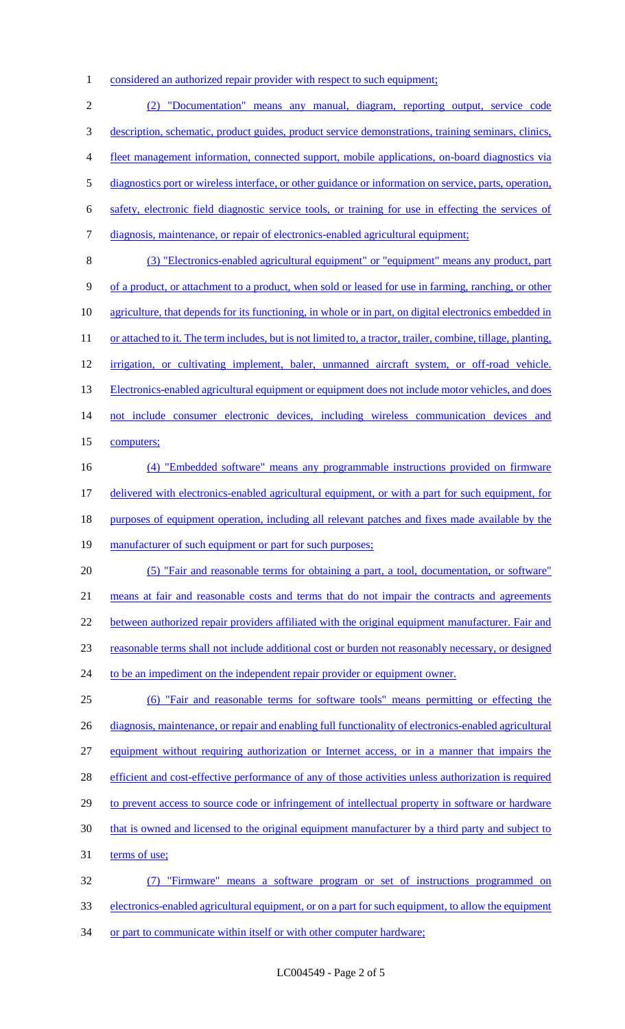considered an authorized repair provider with respect to such equipment;

(2) "Documentation" means any manual, diagram, reporting output, service code description, schematic, product guides, product service demonstrations, training seminars, clinics, fleet management information, connected support, mobile applications, on-board diagnostics via diagnostics port or wireless interface, or other guidance or information on service, parts, operation, safety, electronic field diagnostic service tools, or training for use in effecting the services of diagnosis, maintenance, or repair of electronics-enabled agricultural equipment;

(3) "Electronics-enabled agricultural equipment" or "equipment" means any product, part of a product, or attachment to a product, when sold or leased for use in farming, ranching, or other agriculture, that depends for its functioning, in whole or in part, on digital electronics embedded in or attached to it. The term includes, but is not limited to, a tractor, trailer, combine, tillage, planting, irrigation, or cultivating implement, baler, unmanned aircraft system, or off-road vehicle. Electronics-enabled agricultural equipment or equipment does not include motor vehicles, and does not include consumer electronic devices, including wireless communication devices and computers;

(4) "Embedded software" means any programmable instructions provided on firmware delivered with electronics-enabled agricultural equipment, or with a part for such equipment, for purposes of equipment operation, including all relevant patches and fixes made available by the manufacturer of such equipment or part for such purposes;

(5) "Fair and reasonable terms for obtaining a part, a tool, documentation, or software" means at fair and reasonable costs and terms that do not impair the contracts and agreements between authorized repair providers affiliated with the original equipment manufacturer. Fair and reasonable terms shall not include additional cost or burden not reasonably necessary, or designed to be an impediment on the independent repair provider or equipment owner.

(6) "Fair and reasonable terms for software tools" means permitting or effecting the diagnosis, maintenance, or repair and enabling full functionality of electronics-enabled agricultural equipment without requiring authorization or Internet access, or in a manner that impairs the efficient and cost-effective performance of any of those activities unless authorization is required to prevent access to source code or infringement of intellectual property in software or hardware that is owned and licensed to the original equipment manufacturer by a third party and subject to terms of use;

(7) "Firmware" means a software program or set of instructions programmed on electronics-enabled agricultural equipment, or on a part for such equipment, to allow the equipment or part to communicate within itself or with other computer hardware;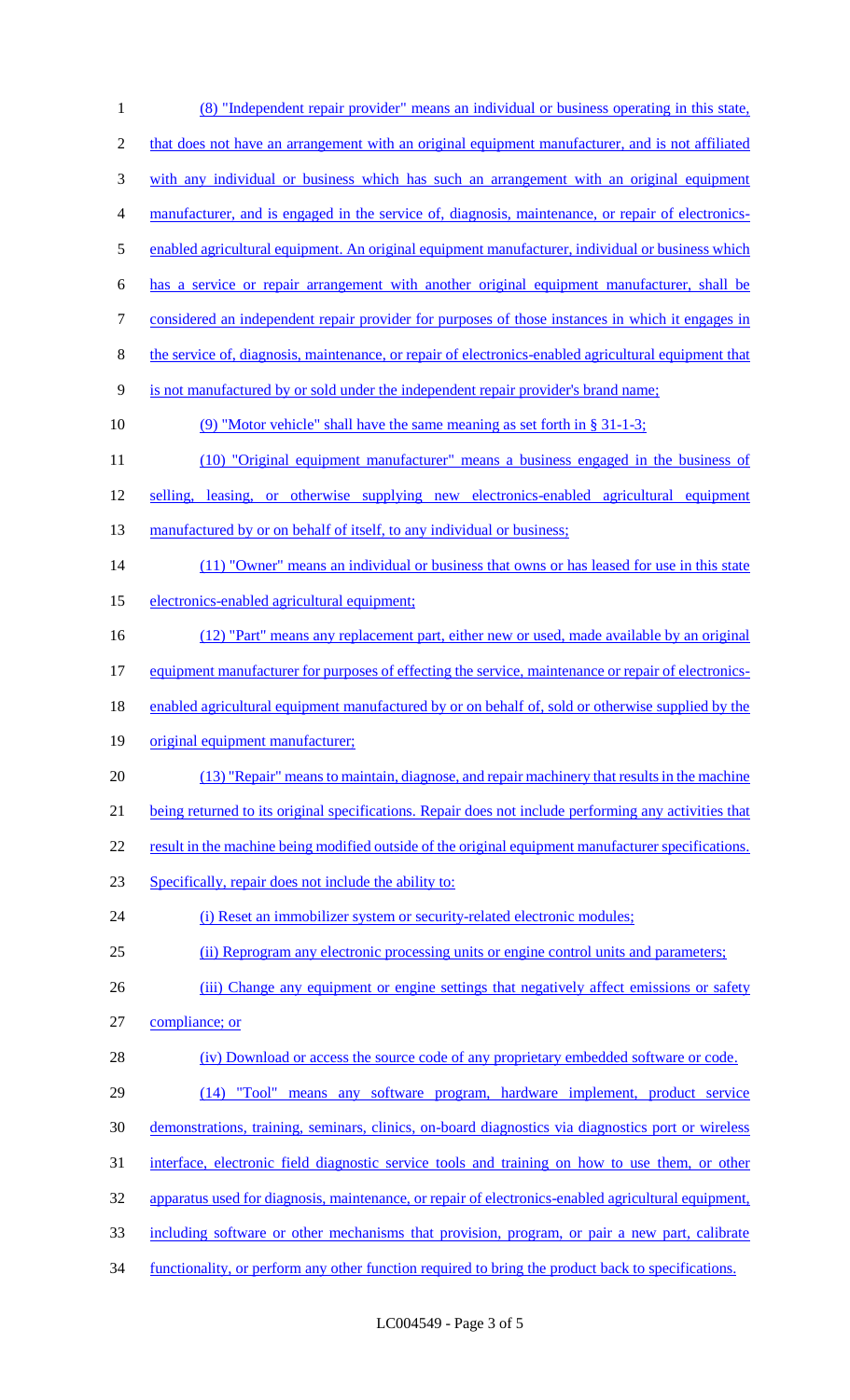(8) "Independent repair provider" means an individual or business operating in this state, that does not have an arrangement with an original equipment manufacturer, and is not affiliated with any individual or business which has such an arrangement with an original equipment manufacturer, and is engaged in the service of, diagnosis, maintenance, or repair of electronics-enabled agricultural equipment. An original equipment manufacturer, individual or business which has a service or repair arrangement with another original equipment manufacturer, shall be considered an independent repair provider for purposes of those instances in which it engages in the service of, diagnosis, maintenance, or repair of electronics-enabled agricultural equipment that is not manufactured by or sold under the independent repair provider's brand name;

(9) "Motor vehicle" shall have the same meaning as set forth in § 31-1-3;

(10) "Original equipment manufacturer" means a business engaged in the business of selling, leasing, or otherwise supplying new electronics-enabled agricultural equipment manufactured by or on behalf of itself, to any individual or business;

(11) "Owner" means an individual or business that owns or has leased for use in this state electronics-enabled agricultural equipment;

(12) "Part" means any replacement part, either new or used, made available by an original equipment manufacturer for purposes of effecting the service, maintenance or repair of electronics-enabled agricultural equipment manufactured by or on behalf of, sold or otherwise supplied by the original equipment manufacturer;

(13) "Repair" means to maintain, diagnose, and repair machinery that results in the machine being returned to its original specifications. Repair does not include performing any activities that result in the machine being modified outside of the original equipment manufacturer specifications. Specifically, repair does not include the ability to:

(i) Reset an immobilizer system or security-related electronic modules;

(ii) Reprogram any electronic processing units or engine control units and parameters;

(iii) Change any equipment or engine settings that negatively affect emissions or safety compliance; or

(iv) Download or access the source code of any proprietary embedded software or code.

(14) "Tool" means any software program, hardware implement, product service demonstrations, training, seminars, clinics, on-board diagnostics via diagnostics port or wireless interface, electronic field diagnostic service tools and training on how to use them, or other apparatus used for diagnosis, maintenance, or repair of electronics-enabled agricultural equipment, including software or other mechanisms that provision, program, or pair a new part, calibrate functionality, or perform any other function required to bring the product back to specifications.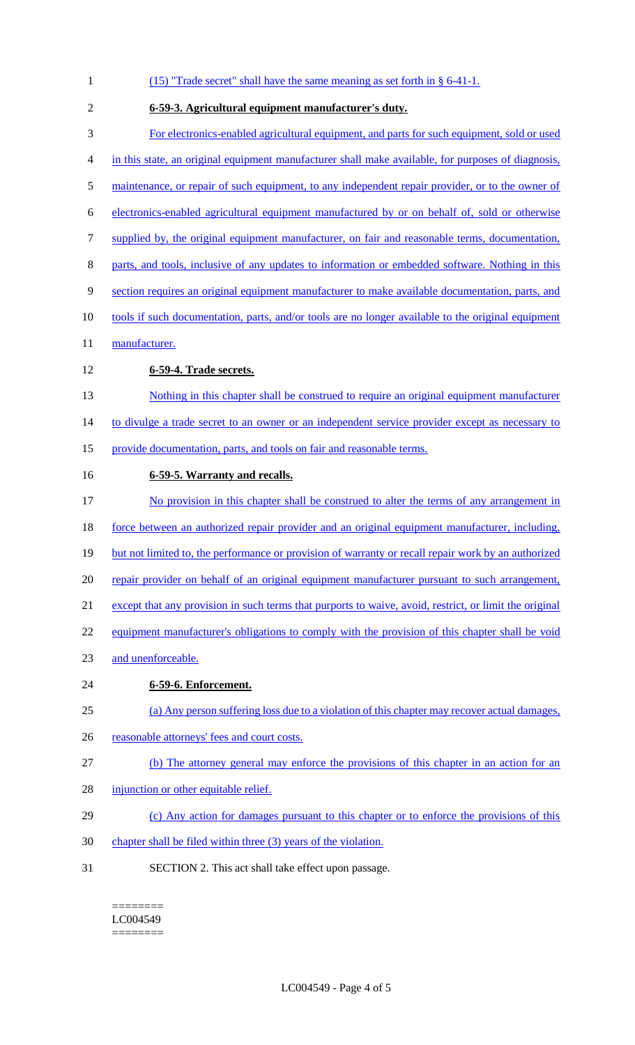(15) "Trade secret" shall have the same meaning as set forth in § 6-41-1.

**6-59-3. Agricultural equipment manufacturer's duty.**

For electronics-enabled agricultural equipment, and parts for such equipment, sold or used in this state, an original equipment manufacturer shall make available, for purposes of diagnosis, maintenance, or repair of such equipment, to any independent repair provider, or to the owner of electronics-enabled agricultural equipment manufactured by or on behalf of, sold or otherwise supplied by, the original equipment manufacturer, on fair and reasonable terms, documentation, parts, and tools, inclusive of any updates to information or embedded software. Nothing in this section requires an original equipment manufacturer to make available documentation, parts, and tools if such documentation, parts, and/or tools are no longer available to the original equipment manufacturer.

**6-59-4. Trade secrets.**

Nothing in this chapter shall be construed to require an original equipment manufacturer to divulge a trade secret to an owner or an independent service provider except as necessary to provide documentation, parts, and tools on fair and reasonable terms.

**6-59-5. Warranty and recalls.**

No provision in this chapter shall be construed to alter the terms of any arrangement in force between an authorized repair provider and an original equipment manufacturer, including, but not limited to, the performance or provision of warranty or recall repair work by an authorized repair provider on behalf of an original equipment manufacturer pursuant to such arrangement, except that any provision in such terms that purports to waive, avoid, restrict, or limit the original equipment manufacturer's obligations to comply with the provision of this chapter shall be void and unenforceable.

**6-59-6. Enforcement.**

(a) Any person suffering loss due to a violation of this chapter may recover actual damages, reasonable attorneys' fees and court costs.

(b) The attorney general may enforce the provisions of this chapter in an action for an injunction or other equitable relief.

(c) Any action for damages pursuant to this chapter or to enforce the provisions of this chapter shall be filed within three (3) years of the violation.

SECTION 2. This act shall take effect upon passage.

========
LC004549
========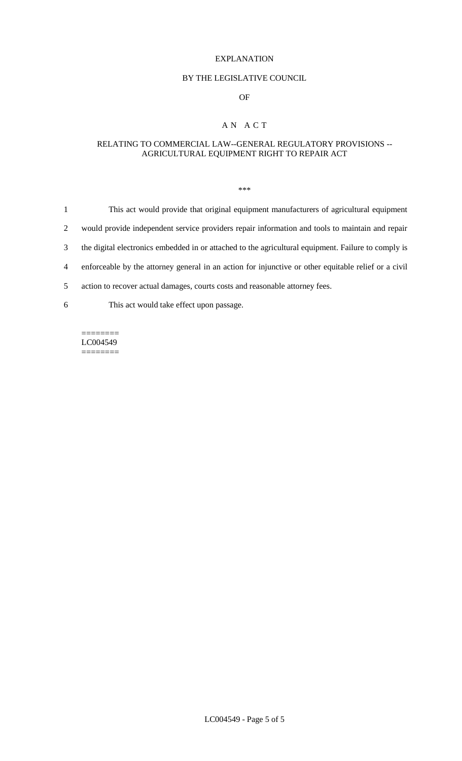EXPLANATION

BY THE LEGISLATIVE COUNCIL

OF

A N A C T

RELATING TO COMMERCIAL LAW--GENERAL REGULATORY PROVISIONS -- AGRICULTURAL EQUIPMENT RIGHT TO REPAIR ACT

\*\*\*

1 This act would provide that original equipment manufacturers of agricultural equipment
2 would provide independent service providers repair information and tools to maintain and repair
3 the digital electronics embedded in or attached to the agricultural equipment. Failure to comply is
4 enforceable by the attorney general in an action for injunctive or other equitable relief or a civil
5 action to recover actual damages, courts costs and reasonable attorney fees.
6 This act would take effect upon passage.

========
LC004549
========